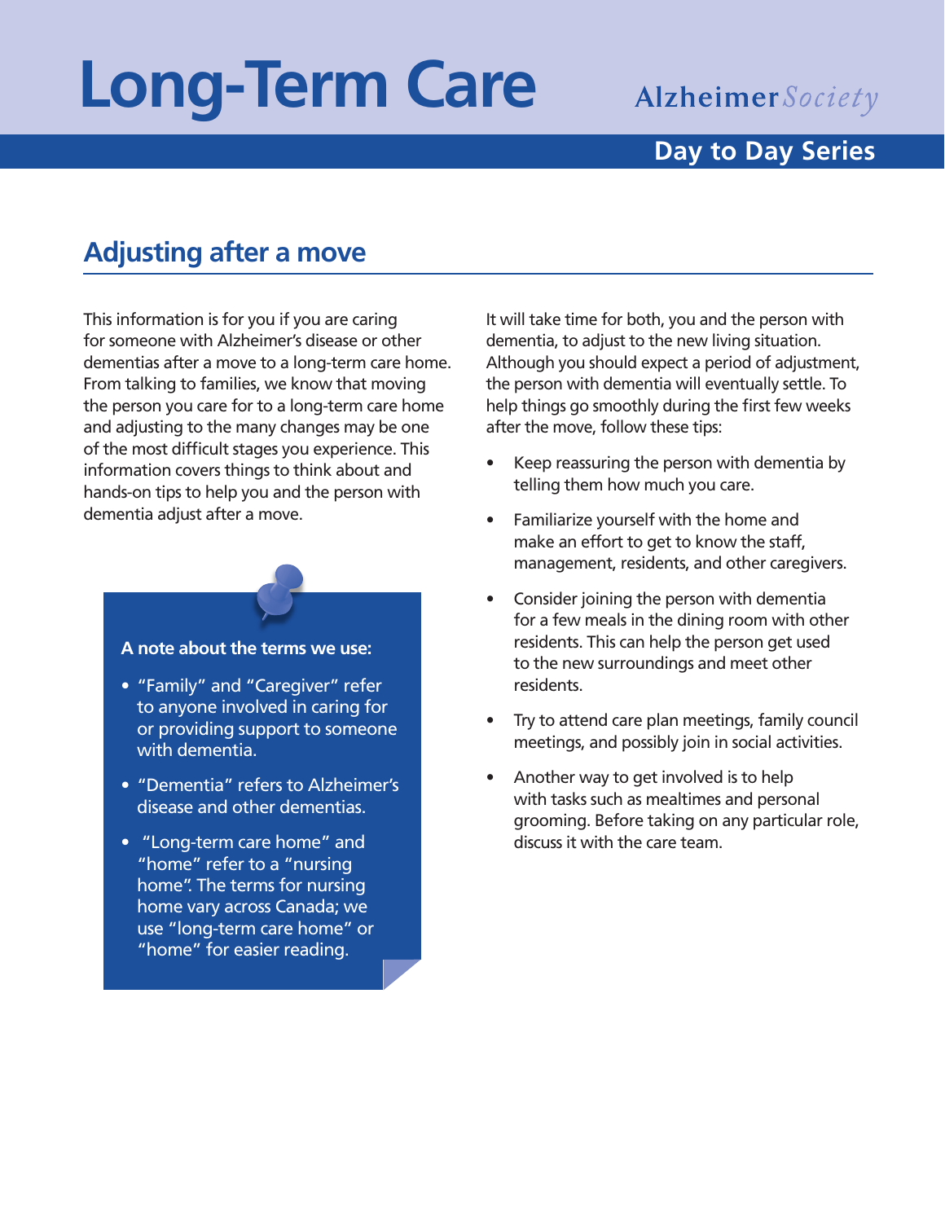# Long-Term Care

Alzheimer Society

**Day to Day Series**

## Adjusting after a move

This information is for you if you are caring for someone with Alzheimer's disease or other dementias after a move to a long-term care home. From talking to families, we know that moving the person you care for to a long-term care home and adjusting to the many changes may be one of the most difficult stages you experience. This information covers things to think about and hands-on tips to help you and the person with dementia adjust after a move.

**A note about the terms we use:**

- "Family" and "Caregiver" refer to anyone involved in caring for or providing support to someone with dementia.
- "Dementia" refers to Alzheimer's disease and other dementias.
- "Long-term care home" and "home" refer to a "nursing home". The terms for nursing home vary across Canada; we use "long-term care home" or "home" for easier reading.

It will take time for both, you and the person with dementia, to adjust to the new living situation. Although you should expect a period of adjustment, the person with dementia will eventually settle. To help things go smoothly during the first few weeks after the move, follow these tips:

- Keep reassuring the person with dementia by telling them how much you care.
- Familiarize yourself with the home and make an effort to get to know the staff, management, residents, and other caregivers.
- Consider joining the person with dementia for a few meals in the dining room with other residents. This can help the person get used to the new surroundings and meet other residents.
- Try to attend care plan meetings, family council meetings, and possibly join in social activities.
- Another way to get involved is to help with tasks such as mealtimes and personal grooming. Before taking on any particular role, discuss it with the care team.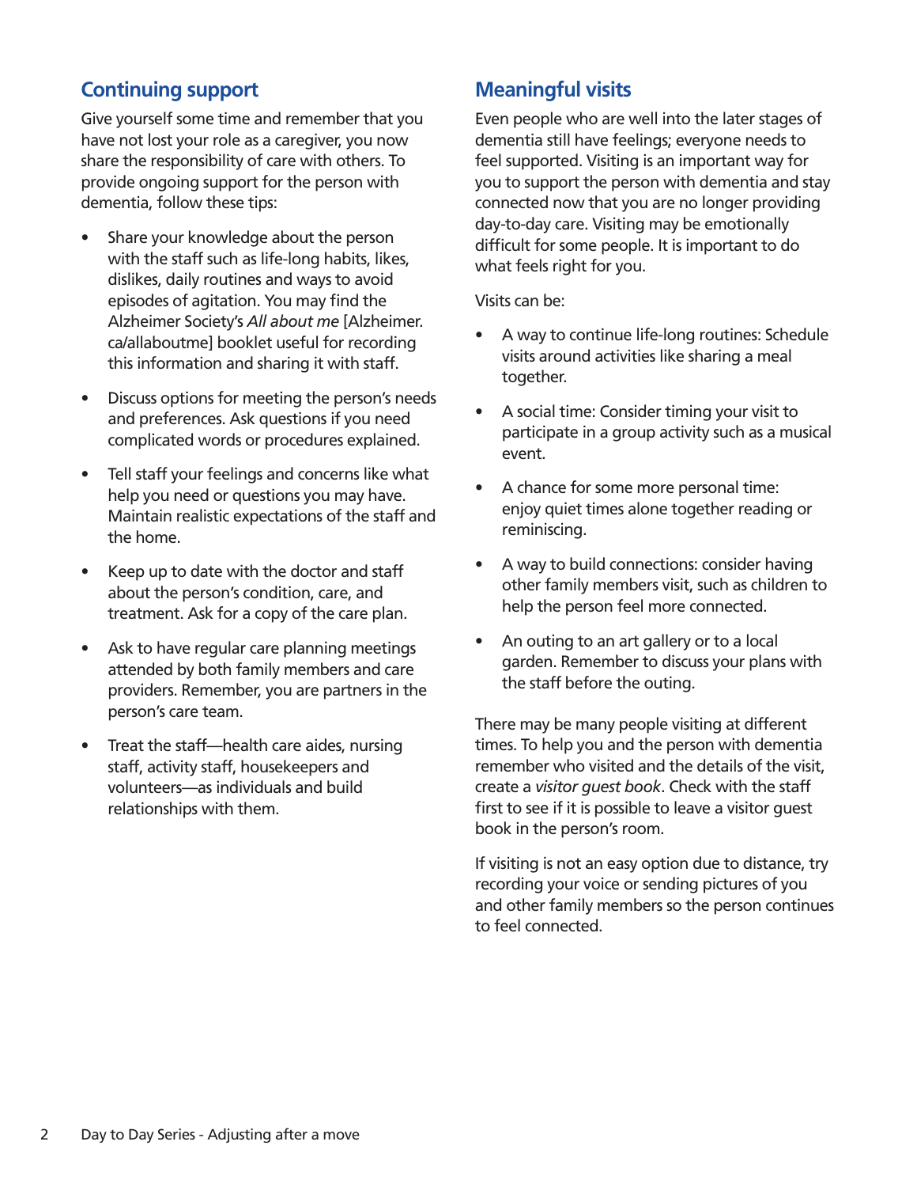## Continuing support

Give yourself some time and remember that you have not lost your role as a caregiver, you now share the responsibility of care with others. To provide ongoing support for the person with dementia, follow these tips:

- Share your knowledge about the person with the staff such as life-long habits, likes, dislikes, daily routines and ways to avoid episodes of agitation. You may find the Alzheimer Society's *All about me* [Alzheimer.ca/allaboutme] booklet useful for recording this information and sharing it with staff.
- Discuss options for meeting the person's needs and preferences. Ask questions if you need complicated words or procedures explained.
- Tell staff your feelings and concerns like what help you need or questions you may have. Maintain realistic expectations of the staff and the home.
- Keep up to date with the doctor and staff about the person's condition, care, and treatment. Ask for a copy of the care plan.
- Ask to have regular care planning meetings attended by both family members and care providers. Remember, you are partners in the person's care team.
- Treat the staff—health care aides, nursing staff, activity staff, housekeepers and volunteers—as individuals and build relationships with them.

## Meaningful visits

Even people who are well into the later stages of dementia still have feelings; everyone needs to feel supported. Visiting is an important way for you to support the person with dementia and stay connected now that you are no longer providing day-to-day care. Visiting may be emotionally difficult for some people. It is important to do what feels right for you.

Visits can be:

- A way to continue life-long routines: Schedule visits around activities like sharing a meal together.
- A social time: Consider timing your visit to participate in a group activity such as a musical event.
- A chance for some more personal time: enjoy quiet times alone together reading or reminiscing.
- A way to build connections: consider having other family members visit, such as children to help the person feel more connected.
- An outing to an art gallery or to a local garden. Remember to discuss your plans with the staff before the outing.

There may be many people visiting at different times. To help you and the person with dementia remember who visited and the details of the visit, create a *visitor guest book*. Check with the staff first to see if it is possible to leave a visitor guest book in the person's room.

If visiting is not an easy option due to distance, try recording your voice or sending pictures of you and other family members so the person continues to feel connected.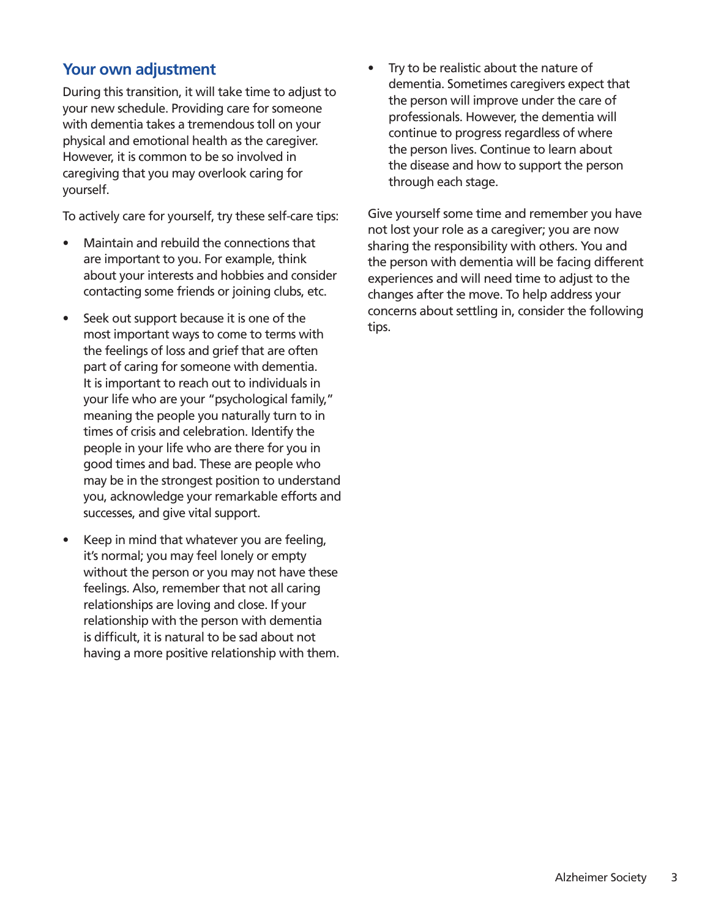## Your own adjustment

During this transition, it will take time to adjust to your new schedule. Providing care for someone with dementia takes a tremendous toll on your physical and emotional health as the caregiver. However, it is common to be so involved in caregiving that you may overlook caring for yourself.

To actively care for yourself, try these self-care tips:

- Maintain and rebuild the connections that are important to you. For example, think about your interests and hobbies and consider contacting some friends or joining clubs, etc.
- Seek out support because it is one of the most important ways to come to terms with the feelings of loss and grief that are often part of caring for someone with dementia. It is important to reach out to individuals in your life who are your "psychological family," meaning the people you naturally turn to in times of crisis and celebration. Identify the people in your life who are there for you in good times and bad. These are people who may be in the strongest position to understand you, acknowledge your remarkable efforts and successes, and give vital support.
- Keep in mind that whatever you are feeling, it's normal; you may feel lonely or empty without the person or you may not have these feelings. Also, remember that not all caring relationships are loving and close. If your relationship with the person with dementia is difficult, it is natural to be sad about not having a more positive relationship with them.
- Try to be realistic about the nature of dementia. Sometimes caregivers expect that the person will improve under the care of professionals. However, the dementia will continue to progress regardless of where the person lives. Continue to learn about the disease and how to support the person through each stage.

Give yourself some time and remember you have not lost your role as a caregiver; you are now sharing the responsibility with others. You and the person with dementia will be facing different experiences and will need time to adjust to the changes after the move. To help address your concerns about settling in, consider the following tips.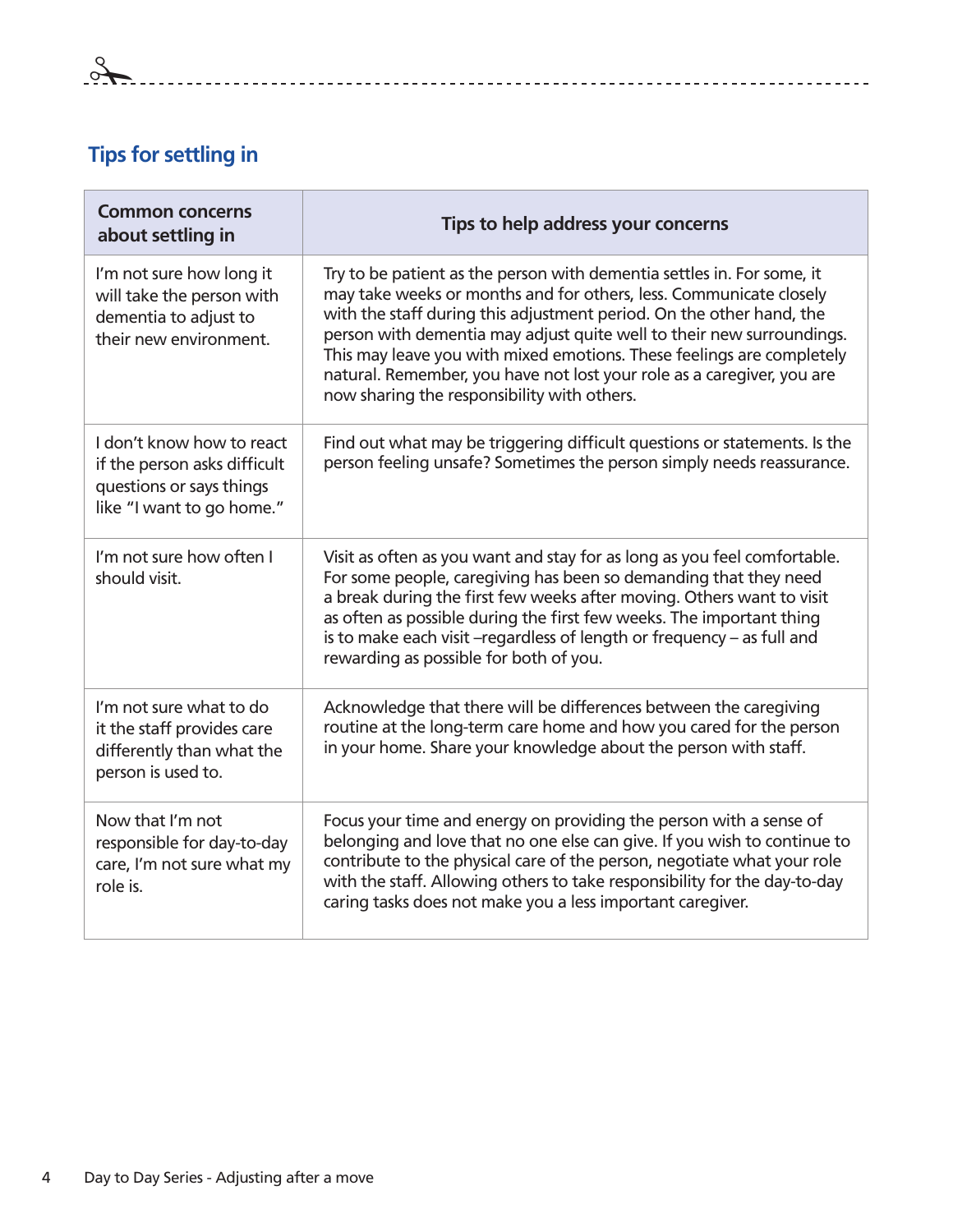## Tips for settling in

| Common concerns about settling in | Tips to help address your concerns |
|---|---|
| I'm not sure how long it will take the person with dementia to adjust to their new environment. | Try to be patient as the person with dementia settles in. For some, it may take weeks or months and for others, less. Communicate closely with the staff during this adjustment period. On the other hand, the person with dementia may adjust quite well to their new surroundings. This may leave you with mixed emotions. These feelings are completely natural. Remember, you have not lost your role as a caregiver, you are now sharing the responsibility with others. |
| I don't know how to react if the person asks difficult questions or says things like "I want to go home." | Find out what may be triggering difficult questions or statements. Is the person feeling unsafe? Sometimes the person simply needs reassurance. |
| I'm not sure how often I should visit. | Visit as often as you want and stay for as long as you feel comfortable. For some people, caregiving has been so demanding that they need a break during the first few weeks after moving. Others want to visit as often as possible during the first few weeks. The important thing is to make each visit –regardless of length or frequency – as full and rewarding as possible for both of you. |
| I'm not sure what to do it the staff provides care differently than what the person is used to. | Acknowledge that there will be differences between the caregiving routine at the long-term care home and how you cared for the person in your home. Share your knowledge about the person with staff. |
| Now that I'm not responsible for day-to-day care, I'm not sure what my role is. | Focus your time and energy on providing the person with a sense of belonging and love that no one else can give. If you wish to continue to contribute to the physical care of the person, negotiate what your role with the staff. Allowing others to take responsibility for the day-to-day caring tasks does not make you a less important caregiver. |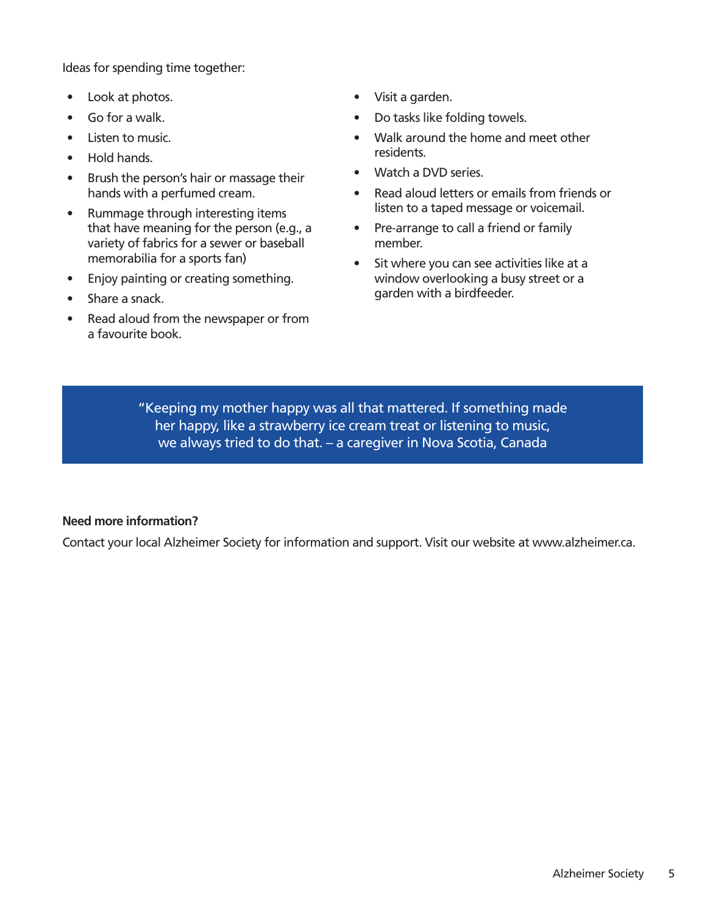Ideas for spending time together:

- Look at photos.
- Go for a walk.
- Listen to music.
- Hold hands.
- Brush the person's hair or massage their hands with a perfumed cream.
- Rummage through interesting items that have meaning for the person (e.g., a variety of fabrics for a sewer or baseball memorabilia for a sports fan)
- Enjoy painting or creating something.
- Share a snack.
- Read aloud from the newspaper or from a favourite book.
- Visit a garden.
- Do tasks like folding towels.
- Walk around the home and meet other residents.
- Watch a DVD series.
- Read aloud letters or emails from friends or listen to a taped message or voicemail.
- Pre-arrange to call a friend or family member.
- Sit where you can see activities like at a window overlooking a busy street or a garden with a birdfeeder.

> "Keeping my mother happy was all that mattered. If something made her happy, like a strawberry ice cream treat or listening to music, we always tried to do that. – a caregiver in Nova Scotia, Canada

**Need more information?**

Contact your local Alzheimer Society for information and support. Visit our website at www.alzheimer.ca.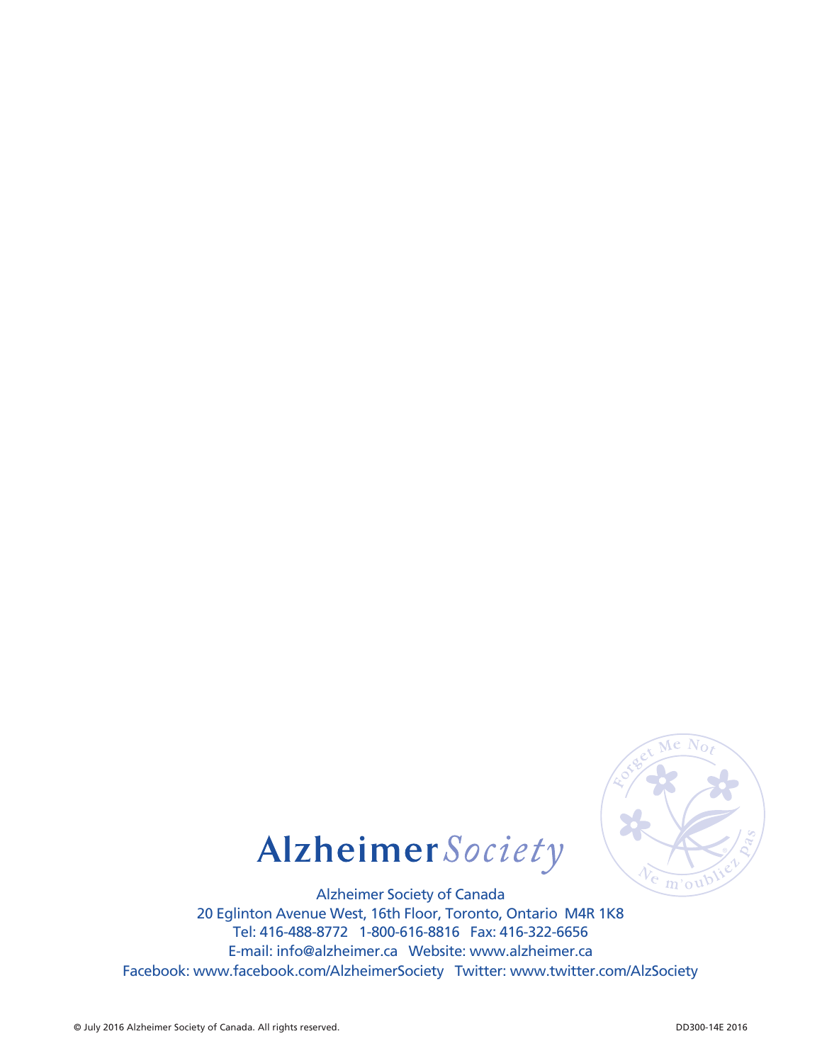Alzheimer Society

Forget Me Not
Ne m'oubliez pas

Alzheimer Society of Canada
20 Eglinton Avenue West, 16th Floor, Toronto, Ontario M4R 1K8
Tel: 416-488-8772 1-800-616-8816 Fax: 416-322-6656
E-mail: info@alzheimer.ca Website: www.alzheimer.ca
Facebook: www.facebook.com/AlzheimerSociety Twitter: www.twitter.com/AlzSociety

© July 2016 Alzheimer Society of Canada. All rights reserved.

DD300-14E 2016